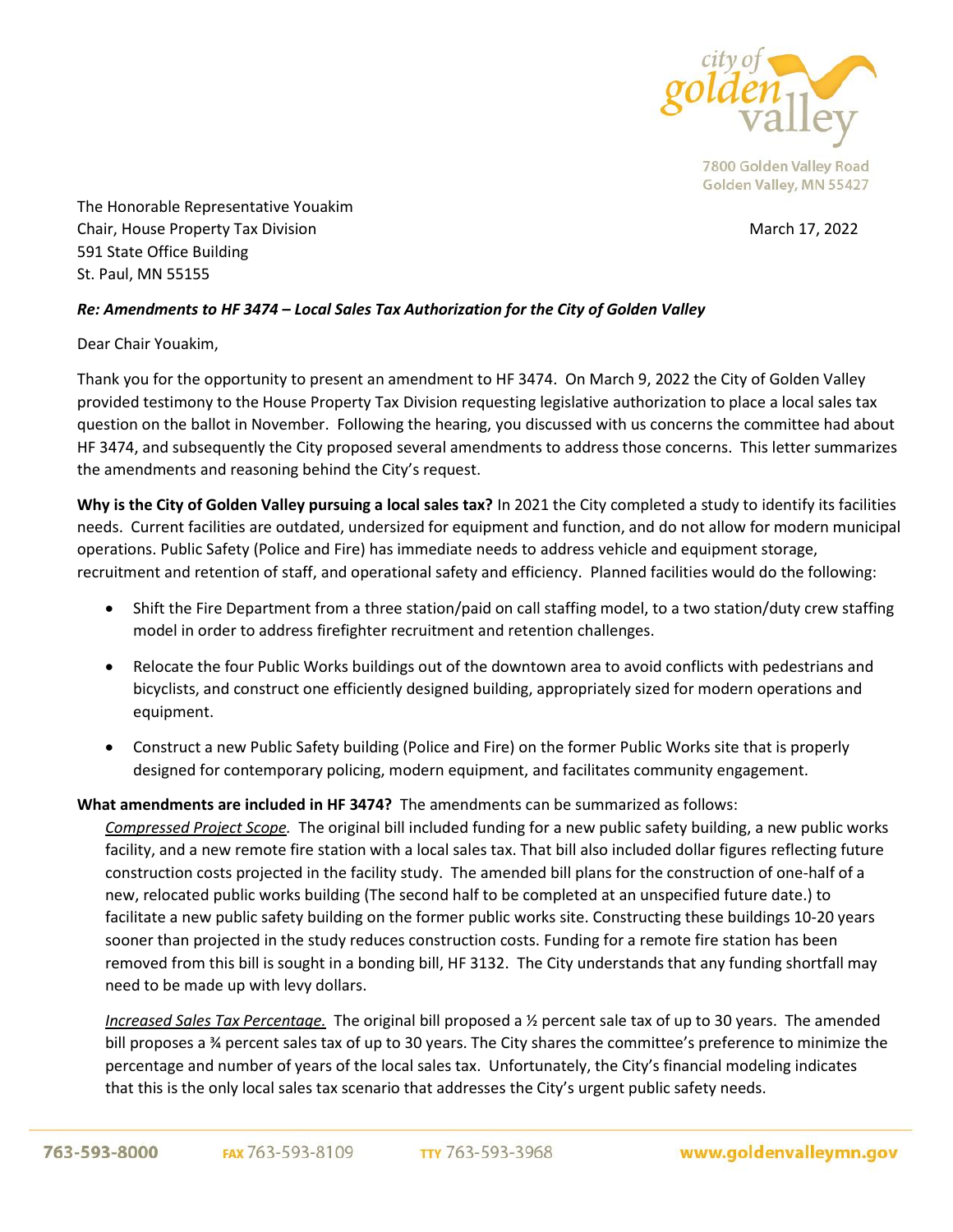7800 Golden Valley Road
Golden Valley, MN 55427

The Honorable Representative Youakim
Chair, House Property Tax Division
591 State Office Building
St. Paul, MN 55155

March 17, 2022

***Re: Amendments to HF 3474 – Local Sales Tax Authorization for the City of Golden Valley***

Dear Chair Youakim,

Thank you for the opportunity to present an amendment to HF 3474. On March 9, 2022 the City of Golden Valley provided testimony to the House Property Tax Division requesting legislative authorization to place a local sales tax question on the ballot in November. Following the hearing, you discussed with us concerns the committee had about HF 3474, and subsequently the City proposed several amendments to address those concerns. This letter summarizes the amendments and reasoning behind the City's request.

**Why is the City of Golden Valley pursuing a local sales tax?** In 2021 the City completed a study to identify its facilities needs. Current facilities are outdated, undersized for equipment and function, and do not allow for modern municipal operations. Public Safety (Police and Fire) has immediate needs to address vehicle and equipment storage, recruitment and retention of staff, and operational safety and efficiency. Planned facilities would do the following:

- Shift the Fire Department from a three station/paid on call staffing model, to a two station/duty crew staffing model in order to address firefighter recruitment and retention challenges.
- Relocate the four Public Works buildings out of the downtown area to avoid conflicts with pedestrians and bicyclists, and construct one efficiently designed building, appropriately sized for modern operations and equipment.
- Construct a new Public Safety building (Police and Fire) on the former Public Works site that is properly designed for contemporary policing, modern equipment, and facilitates community engagement.

**What amendments are included in HF 3474?** The amendments can be summarized as follows:

*Compressed Project Scope.* The original bill included funding for a new public safety building, a new public works facility, and a new remote fire station with a local sales tax. That bill also included dollar figures reflecting future construction costs projected in the facility study. The amended bill plans for the construction of one-half of a new, relocated public works building (The second half to be completed at an unspecified future date.) to facilitate a new public safety building on the former public works site. Constructing these buildings 10-20 years sooner than projected in the study reduces construction costs. Funding for a remote fire station has been removed from this bill is sought in a bonding bill, HF 3132. The City understands that any funding shortfall may need to be made up with levy dollars.

*Increased Sales Tax Percentage.* The original bill proposed a ½ percent sale tax of up to 30 years. The amended bill proposes a ¾ percent sales tax of up to 30 years. The City shares the committee's preference to minimize the percentage and number of years of the local sales tax. Unfortunately, the City's financial modeling indicates that this is the only local sales tax scenario that addresses the City's urgent public safety needs.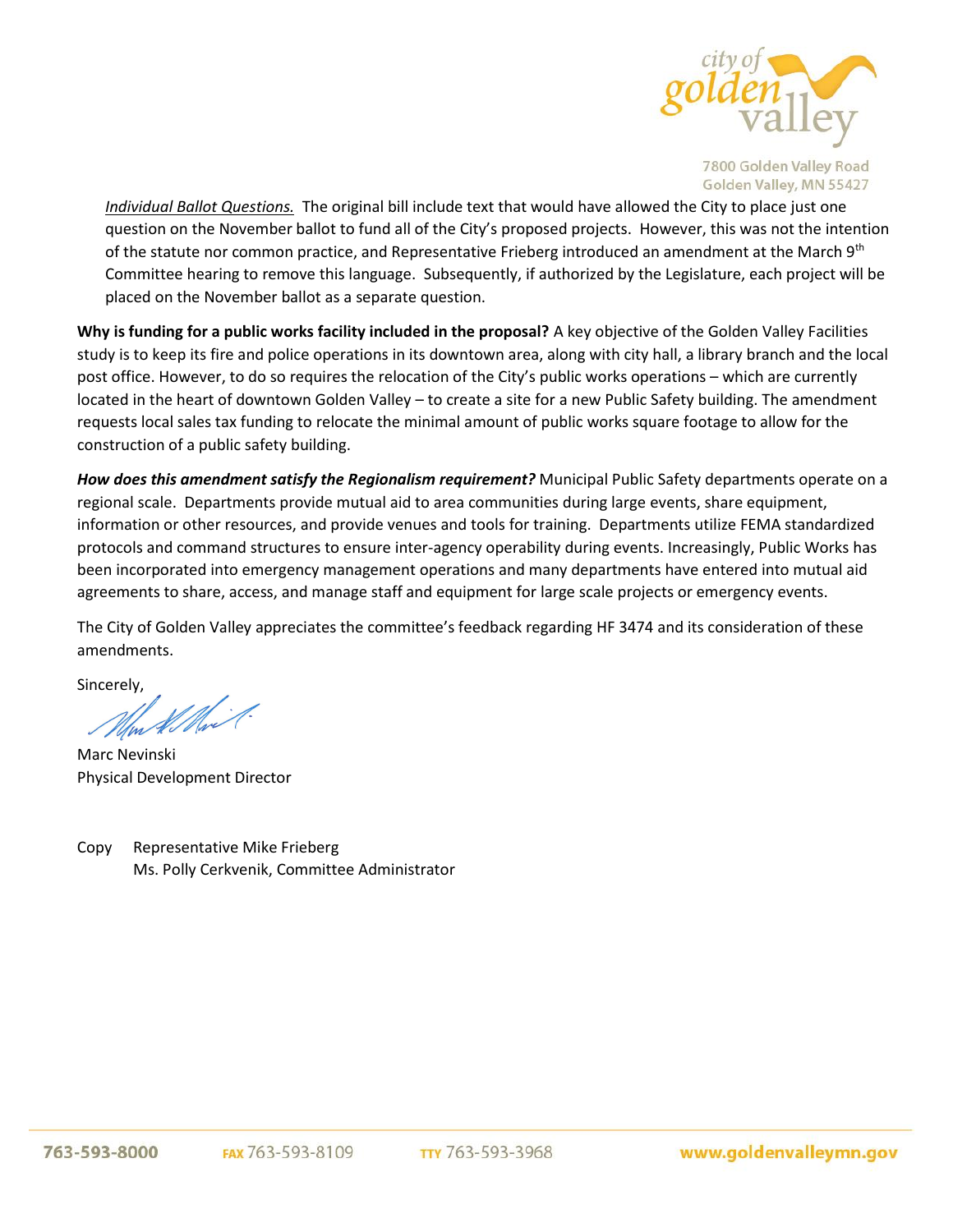*Individual Ballot Questions.* The original bill include text that would have allowed the City to place just one question on the November ballot to fund all of the City's proposed projects. However, this was not the intention of the statute nor common practice, and Representative Frieberg introduced an amendment at the March 9th Committee hearing to remove this language. Subsequently, if authorized by the Legislature, each project will be placed on the November ballot as a separate question.

**Why is funding for a public works facility included in the proposal?** A key objective of the Golden Valley Facilities study is to keep its fire and police operations in its downtown area, along with city hall, a library branch and the local post office. However, to do so requires the relocation of the City's public works operations – which are currently located in the heart of downtown Golden Valley – to create a site for a new Public Safety building. The amendment requests local sales tax funding to relocate the minimal amount of public works square footage to allow for the construction of a public safety building.

***How does this amendment satisfy the Regionalism requirement?*** Municipal Public Safety departments operate on a regional scale. Departments provide mutual aid to area communities during large events, share equipment, information or other resources, and provide venues and tools for training. Departments utilize FEMA standardized protocols and command structures to ensure inter-agency operability during events. Increasingly, Public Works has been incorporated into emergency management operations and many departments have entered into mutual aid agreements to share, access, and manage staff and equipment for large scale projects or emergency events.

The City of Golden Valley appreciates the committee's feedback regarding HF 3474 and its consideration of these amendments.

Sincerely,

Marc Nevinski
Physical Development Director

Copy Representative Mike Frieberg
Ms. Polly Cerkvenik, Committee Administrator